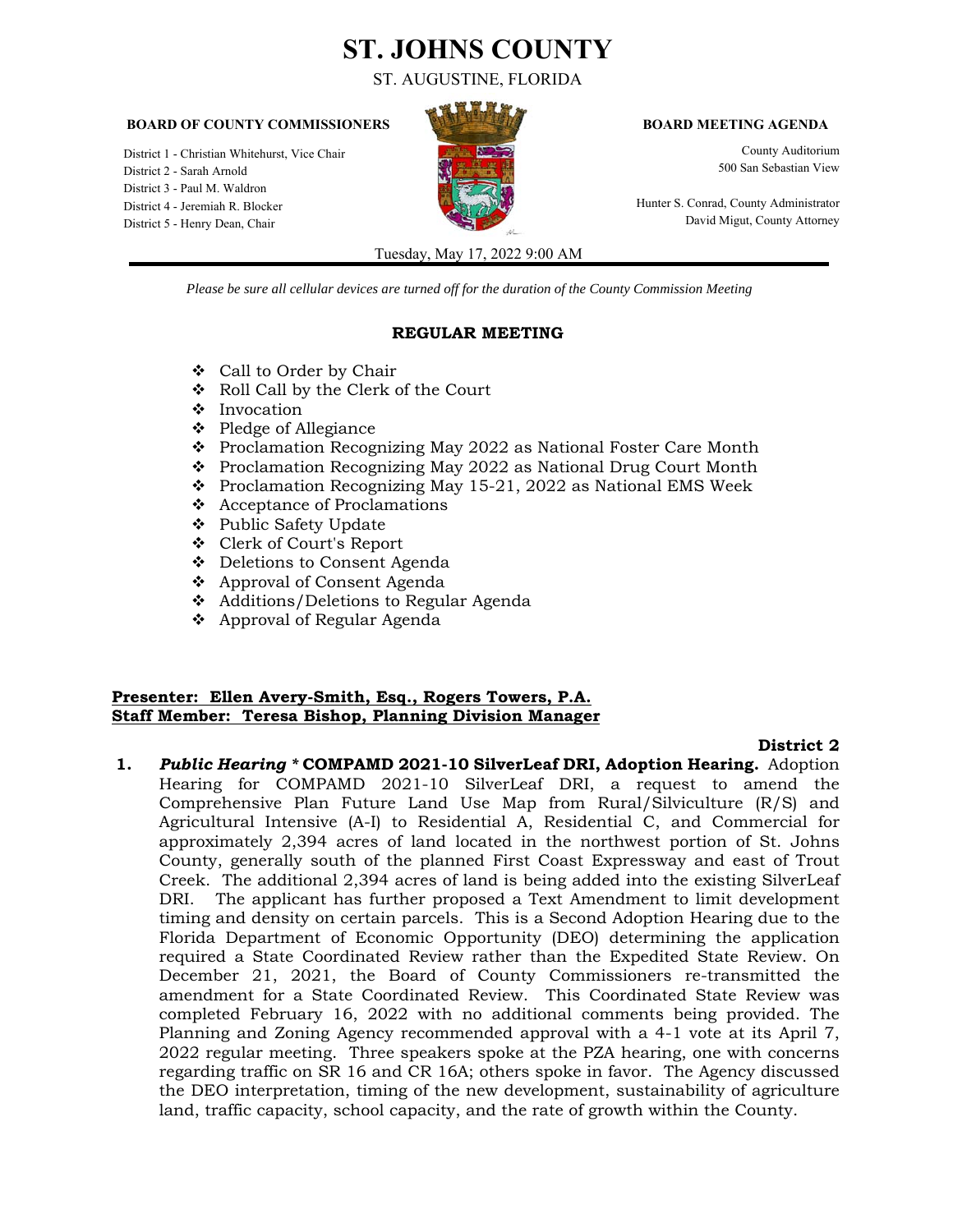# ST. JOHNS COUNTY

ST. AUGUSTINE, FLORIDA

**BOARD OF COUNTY COMMISSIONERS**

District 1 - Christian Whitehurst, Vice Chair
District 2 - Sarah Arnold
District 3 - Paul M. Waldron
District 4 - Jeremiah R. Blocker
District 5 - Henry Dean, Chair

**BOARD MEETING AGENDA**

County Auditorium
500 San Sebastian View

Hunter S. Conrad, County Administrator
David Migut, County Attorney

Tuesday, May 17, 2022 9:00 AM

*Please be sure all cellular devices are turned off for the duration of the County Commission Meeting*

## REGULAR MEETING

- Call to Order by Chair
- Roll Call by the Clerk of the Court
- Invocation
- Pledge of Allegiance
- Proclamation Recognizing May 2022 as National Foster Care Month
- Proclamation Recognizing May 2022 as National Drug Court Month
- Proclamation Recognizing May 15-21, 2022 as National EMS Week
- Acceptance of Proclamations
- Public Safety Update
- Clerk of Court's Report
- Deletions to Consent Agenda
- Approval of Consent Agenda
- Additions/Deletions to Regular Agenda
- Approval of Regular Agenda

**Presenter: Ellen Avery-Smith, Esq., Rogers Towers, P.A.**
**Staff Member: Teresa Bishop, Planning Division Manager**

**District 2**

**1.** ***Public Hearing*** **\* COMPAMD 2021-10 SilverLeaf DRI, Adoption Hearing.** Adoption Hearing for COMPAMD 2021-10 SilverLeaf DRI, a request to amend the Comprehensive Plan Future Land Use Map from Rural/Silviculture (R/S) and Agricultural Intensive (A-I) to Residential A, Residential C, and Commercial for approximately 2,394 acres of land located in the northwest portion of St. Johns County, generally south of the planned First Coast Expressway and east of Trout Creek. The additional 2,394 acres of land is being added into the existing SilverLeaf DRI. The applicant has further proposed a Text Amendment to limit development timing and density on certain parcels. This is a Second Adoption Hearing due to the Florida Department of Economic Opportunity (DEO) determining the application required a State Coordinated Review rather than the Expedited State Review. On December 21, 2021, the Board of County Commissioners re-transmitted the amendment for a State Coordinated Review. This Coordinated State Review was completed February 16, 2022 with no additional comments being provided. The Planning and Zoning Agency recommended approval with a 4-1 vote at its April 7, 2022 regular meeting. Three speakers spoke at the PZA hearing, one with concerns regarding traffic on SR 16 and CR 16A; others spoke in favor. The Agency discussed the DEO interpretation, timing of the new development, sustainability of agriculture land, traffic capacity, school capacity, and the rate of growth within the County.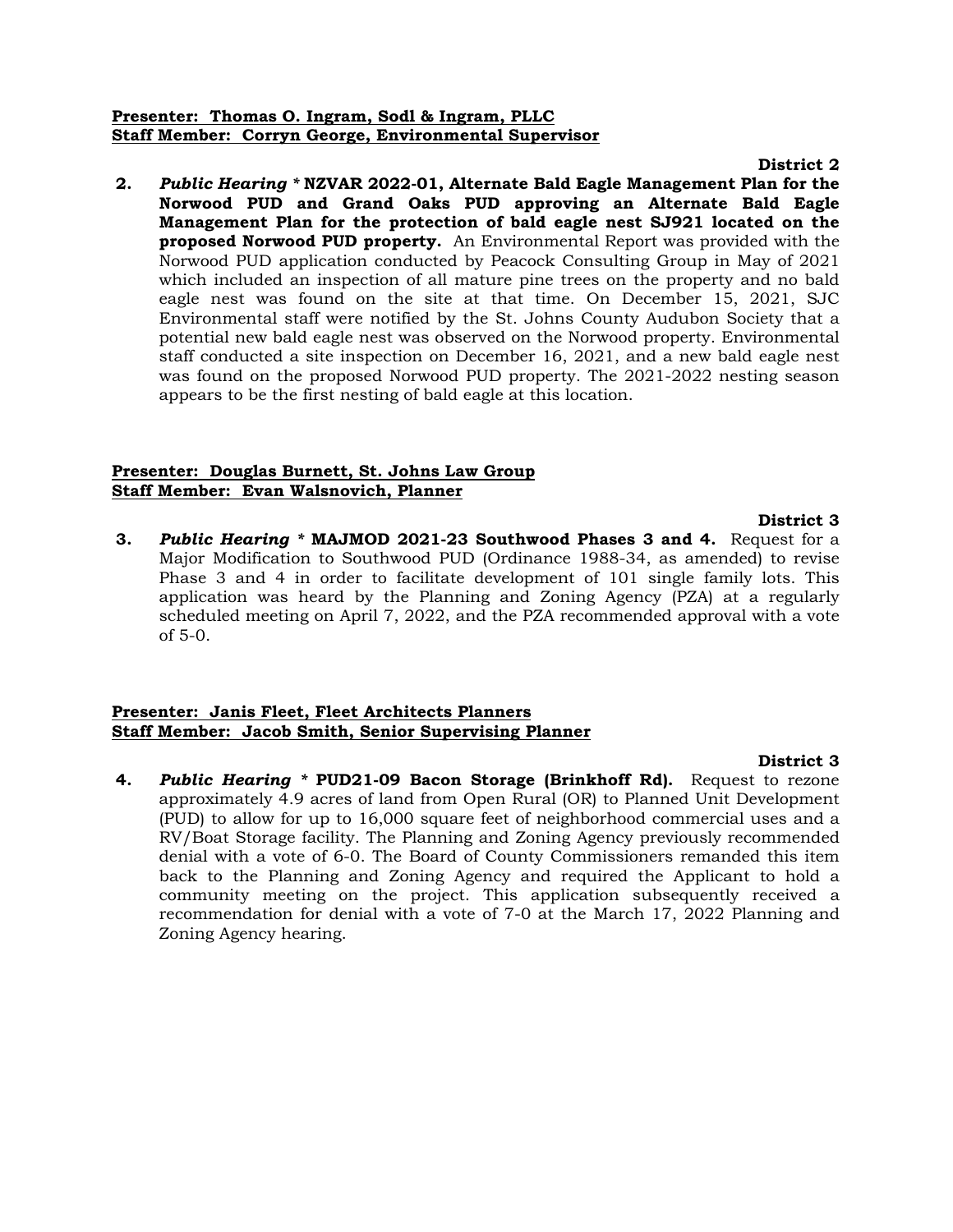**Presenter: Thomas O. Ingram, Sodl & Ingram, PLLC**
**Staff Member: Corryn George, Environmental Supervisor**

**District 2**

**2.** ***Public Hearing*** **\* NZVAR 2022-01, Alternate Bald Eagle Management Plan for the Norwood PUD and Grand Oaks PUD approving an Alternate Bald Eagle Management Plan for the protection of bald eagle nest SJ921 located on the proposed Norwood PUD property.** An Environmental Report was provided with the Norwood PUD application conducted by Peacock Consulting Group in May of 2021 which included an inspection of all mature pine trees on the property and no bald eagle nest was found on the site at that time. On December 15, 2021, SJC Environmental staff were notified by the St. Johns County Audubon Society that a potential new bald eagle nest was observed on the Norwood property. Environmental staff conducted a site inspection on December 16, 2021, and a new bald eagle nest was found on the proposed Norwood PUD property. The 2021-2022 nesting season appears to be the first nesting of bald eagle at this location.

**Presenter: Douglas Burnett, St. Johns Law Group**
**Staff Member: Evan Walsnovich, Planner**

**District 3**

**3.** ***Public Hearing*** **\* MAJMOD 2021-23 Southwood Phases 3 and 4.** Request for a Major Modification to Southwood PUD (Ordinance 1988-34, as amended) to revise Phase 3 and 4 in order to facilitate development of 101 single family lots. This application was heard by the Planning and Zoning Agency (PZA) at a regularly scheduled meeting on April 7, 2022, and the PZA recommended approval with a vote of 5-0.

**Presenter: Janis Fleet, Fleet Architects Planners**
**Staff Member: Jacob Smith, Senior Supervising Planner**

**District 3**

**4.** ***Public Hearing*** **\* PUD21-09 Bacon Storage (Brinkhoff Rd).** Request to rezone approximately 4.9 acres of land from Open Rural (OR) to Planned Unit Development (PUD) to allow for up to 16,000 square feet of neighborhood commercial uses and a RV/Boat Storage facility. The Planning and Zoning Agency previously recommended denial with a vote of 6-0. The Board of County Commissioners remanded this item back to the Planning and Zoning Agency and required the Applicant to hold a community meeting on the project. This application subsequently received a recommendation for denial with a vote of 7-0 at the March 17, 2022 Planning and Zoning Agency hearing.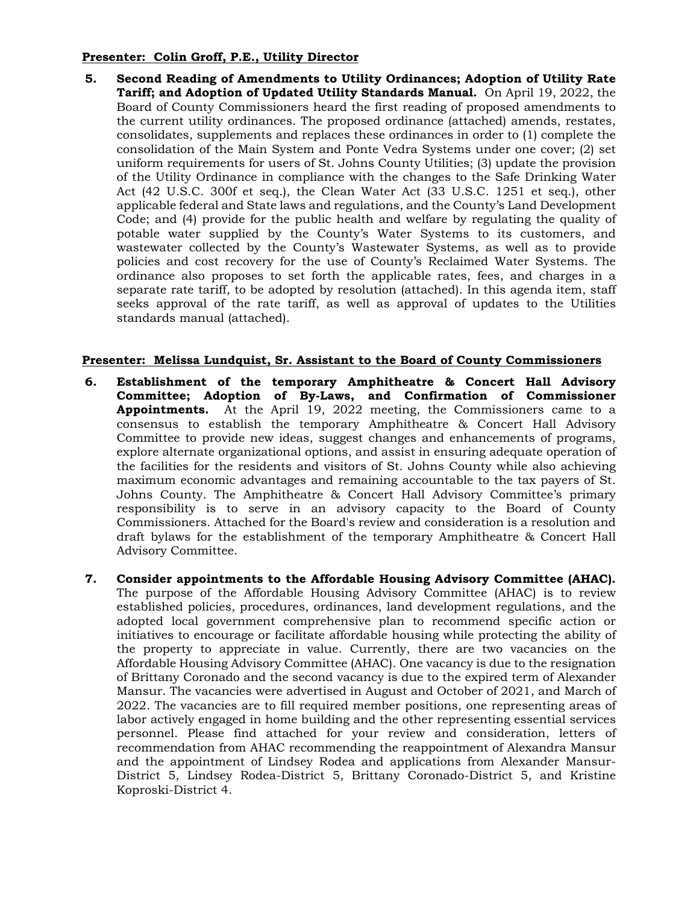**Presenter: Colin Groff, P.E., Utility Director**

5. **Second Reading of Amendments to Utility Ordinances; Adoption of Utility Rate Tariff; and Adoption of Updated Utility Standards Manual.** On April 19, 2022, the Board of County Commissioners heard the first reading of proposed amendments to the current utility ordinances. The proposed ordinance (attached) amends, restates, consolidates, supplements and replaces these ordinances in order to (1) complete the consolidation of the Main System and Ponte Vedra Systems under one cover; (2) set uniform requirements for users of St. Johns County Utilities; (3) update the provision of the Utility Ordinance in compliance with the changes to the Safe Drinking Water Act (42 U.S.C. 300f et seq.), the Clean Water Act (33 U.S.C. 1251 et seq.), other applicable federal and State laws and regulations, and the County's Land Development Code; and (4) provide for the public health and welfare by regulating the quality of potable water supplied by the County's Water Systems to its customers, and wastewater collected by the County's Wastewater Systems, as well as to provide policies and cost recovery for the use of County's Reclaimed Water Systems. The ordinance also proposes to set forth the applicable rates, fees, and charges in a separate rate tariff, to be adopted by resolution (attached). In this agenda item, staff seeks approval of the rate tariff, as well as approval of updates to the Utilities standards manual (attached).

**Presenter: Melissa Lundquist, Sr. Assistant to the Board of County Commissioners**

6. **Establishment of the temporary Amphitheatre & Concert Hall Advisory Committee; Adoption of By-Laws, and Confirmation of Commissioner Appointments.** At the April 19, 2022 meeting, the Commissioners came to a consensus to establish the temporary Amphitheatre & Concert Hall Advisory Committee to provide new ideas, suggest changes and enhancements of programs, explore alternate organizational options, and assist in ensuring adequate operation of the facilities for the residents and visitors of St. Johns County while also achieving maximum economic advantages and remaining accountable to the tax payers of St. Johns County. The Amphitheatre & Concert Hall Advisory Committee's primary responsibility is to serve in an advisory capacity to the Board of County Commissioners. Attached for the Board's review and consideration is a resolution and draft bylaws for the establishment of the temporary Amphitheatre & Concert Hall Advisory Committee.

7. **Consider appointments to the Affordable Housing Advisory Committee (AHAC).** The purpose of the Affordable Housing Advisory Committee (AHAC) is to review established policies, procedures, ordinances, land development regulations, and the adopted local government comprehensive plan to recommend specific action or initiatives to encourage or facilitate affordable housing while protecting the ability of the property to appreciate in value. Currently, there are two vacancies on the Affordable Housing Advisory Committee (AHAC). One vacancy is due to the resignation of Brittany Coronado and the second vacancy is due to the expired term of Alexander Mansur. The vacancies were advertised in August and October of 2021, and March of 2022. The vacancies are to fill required member positions, one representing areas of labor actively engaged in home building and the other representing essential services personnel. Please find attached for your review and consideration, letters of recommendation from AHAC recommending the reappointment of Alexandra Mansur and the appointment of Lindsey Rodea and applications from Alexander Mansur-District 5, Lindsey Rodea-District 5, Brittany Coronado-District 5, and Kristine Koproski-District 4.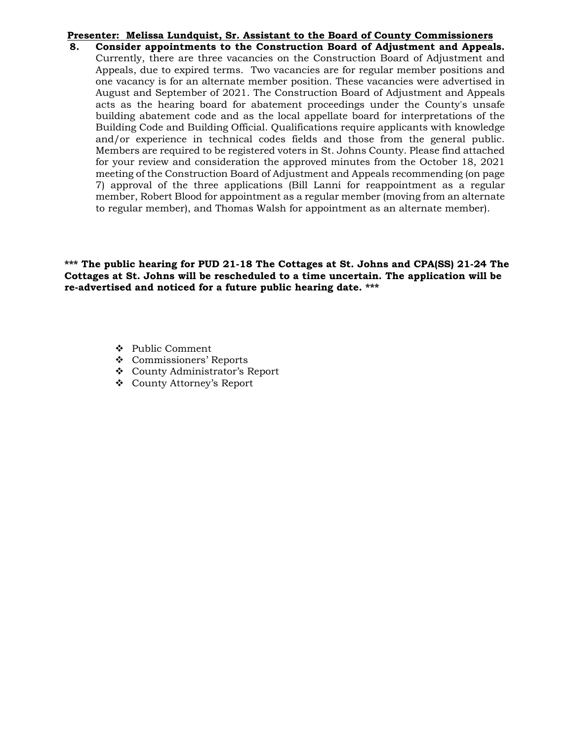**Presenter: Melissa Lundquist, Sr. Assistant to the Board of County Commissioners**

**8. Consider appointments to the Construction Board of Adjustment and Appeals.** Currently, there are three vacancies on the Construction Board of Adjustment and Appeals, due to expired terms. Two vacancies are for regular member positions and one vacancy is for an alternate member position. These vacancies were advertised in August and September of 2021. The Construction Board of Adjustment and Appeals acts as the hearing board for abatement proceedings under the County's unsafe building abatement code and as the local appellate board for interpretations of the Building Code and Building Official. Qualifications require applicants with knowledge and/or experience in technical codes fields and those from the general public. Members are required to be registered voters in St. Johns County. Please find attached for your review and consideration the approved minutes from the October 18, 2021 meeting of the Construction Board of Adjustment and Appeals recommending (on page 7) approval of the three applications (Bill Lanni for reappointment as a regular member, Robert Blood for appointment as a regular member (moving from an alternate to regular member), and Thomas Walsh for appointment as an alternate member).

**\*\*\* The public hearing for PUD 21-18 The Cottages at St. Johns and CPA(SS) 21-24 The Cottages at St. Johns will be rescheduled to a time uncertain. The application will be re-advertised and noticed for a future public hearing date. \*\*\***

- Public Comment
- Commissioners' Reports
- County Administrator's Report
- County Attorney's Report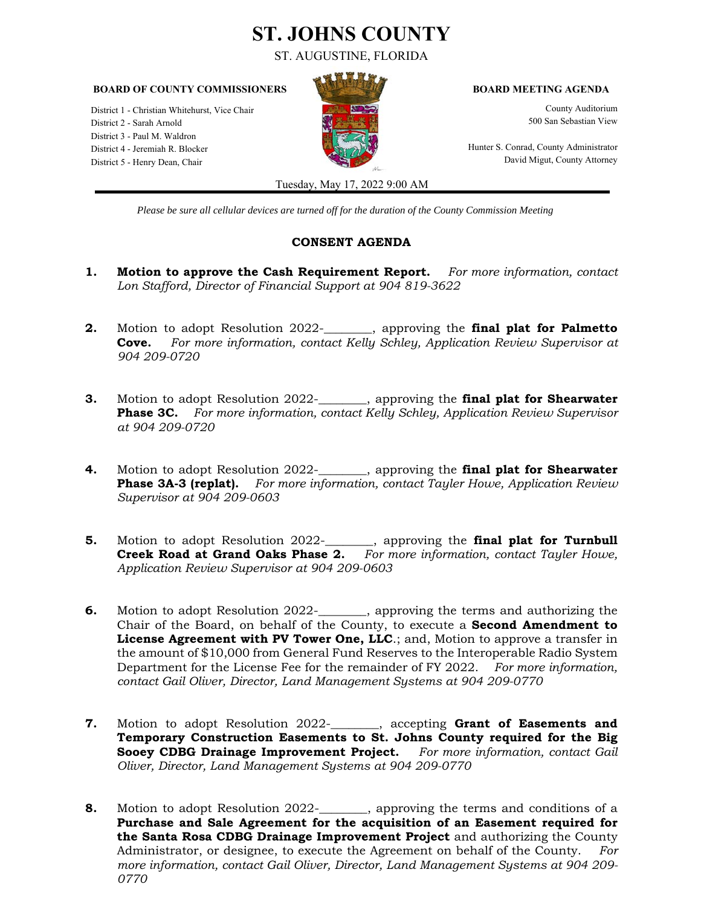# ST. JOHNS COUNTY

ST. AUGUSTINE, FLORIDA

**BOARD OF COUNTY COMMISSIONERS**

District 1 - Christian Whitehurst, Vice Chair
District 2 - Sarah Arnold
District 3 - Paul M. Waldron
District 4 - Jeremiah R. Blocker
District 5 - Henry Dean, Chair

**BOARD MEETING AGENDA**

County Auditorium
500 San Sebastian View

Hunter S. Conrad, County Administrator
David Migut, County Attorney

Tuesday, May 17, 2022 9:00 AM

*Please be sure all cellular devices are turned off for the duration of the County Commission Meeting*

## CONSENT AGENDA

**1.** **Motion to approve the Cash Requirement Report.** *For more information, contact Lon Stafford, Director of Financial Support at 904 819-3622*

**2.** Motion to adopt Resolution 2022-________, approving the **final plat for Palmetto Cove.** *For more information, contact Kelly Schley, Application Review Supervisor at 904 209-0720*

**3.** Motion to adopt Resolution 2022-________, approving the **final plat for Shearwater Phase 3C.** *For more information, contact Kelly Schley, Application Review Supervisor at 904 209-0720*

**4.** Motion to adopt Resolution 2022-________, approving the **final plat for Shearwater Phase 3A-3 (replat).** *For more information, contact Tayler Howe, Application Review Supervisor at 904 209-0603*

**5.** Motion to adopt Resolution 2022-________, approving the **final plat for Turnbull Creek Road at Grand Oaks Phase 2.** *For more information, contact Tayler Howe, Application Review Supervisor at 904 209-0603*

**6.** Motion to adopt Resolution 2022-________, approving the terms and authorizing the Chair of the Board, on behalf of the County, to execute a **Second Amendment to License Agreement with PV Tower One, LLC**.; and, Motion to approve a transfer in the amount of $10,000 from General Fund Reserves to the Interoperable Radio System Department for the License Fee for the remainder of FY 2022. *For more information, contact Gail Oliver, Director, Land Management Systems at 904 209-0770*

**7.** Motion to adopt Resolution 2022-________, accepting **Grant of Easements and Temporary Construction Easements to St. Johns County required for the Big Sooey CDBG Drainage Improvement Project.** *For more information, contact Gail Oliver, Director, Land Management Systems at 904 209-0770*

**8.** Motion to adopt Resolution 2022-________, approving the terms and conditions of a **Purchase and Sale Agreement for the acquisition of an Easement required for the Santa Rosa CDBG Drainage Improvement Project** and authorizing the County Administrator, or designee, to execute the Agreement on behalf of the County. *For more information, contact Gail Oliver, Director, Land Management Systems at 904 209-0770*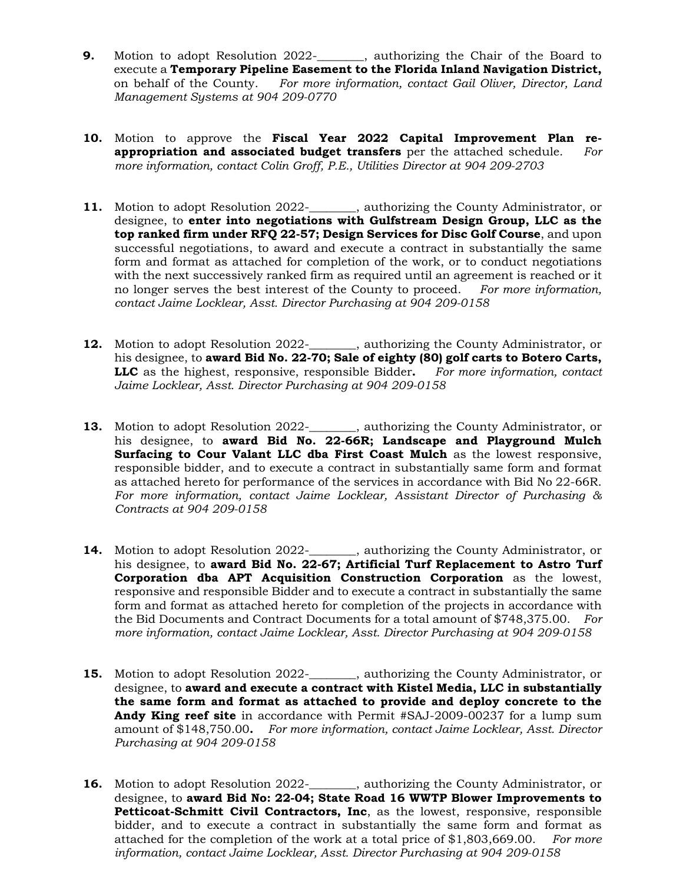9. Motion to adopt Resolution 2022-________, authorizing the Chair of the Board to execute a **Temporary Pipeline Easement to the Florida Inland Navigation District,** on behalf of the County. *For more information, contact Gail Oliver, Director, Land Management Systems at 904 209-0770*

10. Motion to approve the **Fiscal Year 2022 Capital Improvement Plan re-appropriation and associated budget transfers** per the attached schedule. *For more information, contact Colin Groff, P.E., Utilities Director at 904 209-2703*

11. Motion to adopt Resolution 2022-________, authorizing the County Administrator, or designee, to **enter into negotiations with Gulfstream Design Group, LLC as the top ranked firm under RFQ 22-57; Design Services for Disc Golf Course**, and upon successful negotiations, to award and execute a contract in substantially the same form and format as attached for completion of the work, or to conduct negotiations with the next successively ranked firm as required until an agreement is reached or it no longer serves the best interest of the County to proceed. *For more information, contact Jaime Locklear, Asst. Director Purchasing at 904 209-0158*

12. Motion to adopt Resolution 2022-________, authorizing the County Administrator, or his designee, to **award Bid No. 22-70; Sale of eighty (80) golf carts to Botero Carts, LLC** as the highest, responsive, responsible Bidder**.** *For more information, contact Jaime Locklear, Asst. Director Purchasing at 904 209-0158*

13. Motion to adopt Resolution 2022-________, authorizing the County Administrator, or his designee, to **award Bid No. 22-66R; Landscape and Playground Mulch Surfacing to Cour Valant LLC dba First Coast Mulch** as the lowest responsive, responsible bidder, and to execute a contract in substantially same form and format as attached hereto for performance of the services in accordance with Bid No 22-66R. *For more information, contact Jaime Locklear, Assistant Director of Purchasing & Contracts at 904 209-0158*

14. Motion to adopt Resolution 2022-________, authorizing the County Administrator, or his designee, to **award Bid No. 22-67; Artificial Turf Replacement to Astro Turf Corporation dba APT Acquisition Construction Corporation** as the lowest, responsive and responsible Bidder and to execute a contract in substantially the same form and format as attached hereto for completion of the projects in accordance with the Bid Documents and Contract Documents for a total amount of $748,375.00. *For more information, contact Jaime Locklear, Asst. Director Purchasing at 904 209-0158*

15. Motion to adopt Resolution 2022-________, authorizing the County Administrator, or designee, to **award and execute a contract with Kistel Media, LLC in substantially the same form and format as attached to provide and deploy concrete to the Andy King reef site** in accordance with Permit #SAJ-2009-00237 for a lump sum amount of $148,750.00**.** *For more information, contact Jaime Locklear, Asst. Director Purchasing at 904 209-0158*

16. Motion to adopt Resolution 2022-________, authorizing the County Administrator, or designee, to **award Bid No: 22-04; State Road 16 WWTP Blower Improvements to Petticoat-Schmitt Civil Contractors, Inc**, as the lowest, responsive, responsible bidder, and to execute a contract in substantially the same form and format as attached for the completion of the work at a total price of $1,803,669.00. *For more information, contact Jaime Locklear, Asst. Director Purchasing at 904 209-0158*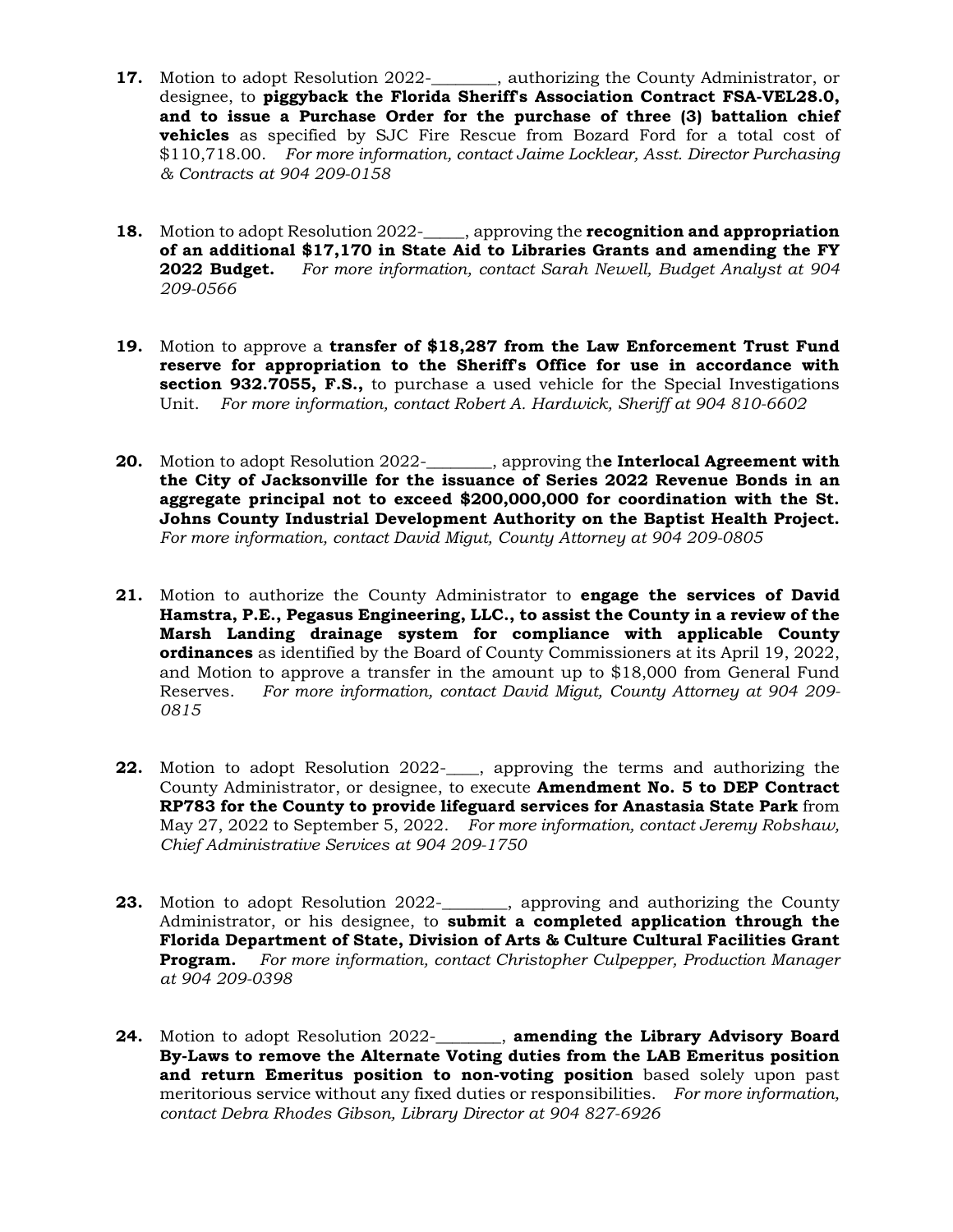**17.** Motion to adopt Resolution 2022-________, authorizing the County Administrator, or designee, to **piggyback the Florida Sheriff's Association Contract FSA-VEL28.0, and to issue a Purchase Order for the purchase of three (3) battalion chief vehicles** as specified by SJC Fire Rescue from Bozard Ford for a total cost of $110,718.00. *For more information, contact Jaime Locklear, Asst. Director Purchasing & Contracts at 904 209-0158*

**18.** Motion to adopt Resolution 2022-_____, approving the **recognition and appropriation of an additional $17,170 in State Aid to Libraries Grants and amending the FY 2022 Budget.** *For more information, contact Sarah Newell, Budget Analyst at 904 209-0566*

**19.** Motion to approve a **transfer of $18,287 from the Law Enforcement Trust Fund reserve for appropriation to the Sheriff's Office for use in accordance with section 932.7055, F.S.,** to purchase a used vehicle for the Special Investigations Unit. *For more information, contact Robert A. Hardwick, Sheriff at 904 810-6602*

**20.** Motion to adopt Resolution 2022-________, approving th**e Interlocal Agreement with the City of Jacksonville for the issuance of Series 2022 Revenue Bonds in an aggregate principal not to exceed $200,000,000 for coordination with the St. Johns County Industrial Development Authority on the Baptist Health Project.** *For more information, contact David Migut, County Attorney at 904 209-0805*

**21.** Motion to authorize the County Administrator to **engage the services of David Hamstra, P.E., Pegasus Engineering, LLC., to assist the County in a review of the Marsh Landing drainage system for compliance with applicable County ordinances** as identified by the Board of County Commissioners at its April 19, 2022, and Motion to approve a transfer in the amount up to $18,000 from General Fund Reserves. *For more information, contact David Migut, County Attorney at 904 209-0815*

**22.** Motion to adopt Resolution 2022-____, approving the terms and authorizing the County Administrator, or designee, to execute **Amendment No. 5 to DEP Contract RP783 for the County to provide lifeguard services for Anastasia State Park** from May 27, 2022 to September 5, 2022. *For more information, contact Jeremy Robshaw, Chief Administrative Services at 904 209-1750*

**23.** Motion to adopt Resolution 2022-________, approving and authorizing the County Administrator, or his designee, to **submit a completed application through the Florida Department of State, Division of Arts & Culture Cultural Facilities Grant Program.** *For more information, contact Christopher Culpepper, Production Manager at 904 209-0398*

**24.** Motion to adopt Resolution 2022-________, **amending the Library Advisory Board By-Laws to remove the Alternate Voting duties from the LAB Emeritus position and return Emeritus position to non-voting position** based solely upon past meritorious service without any fixed duties or responsibilities. *For more information, contact Debra Rhodes Gibson, Library Director at 904 827-6926*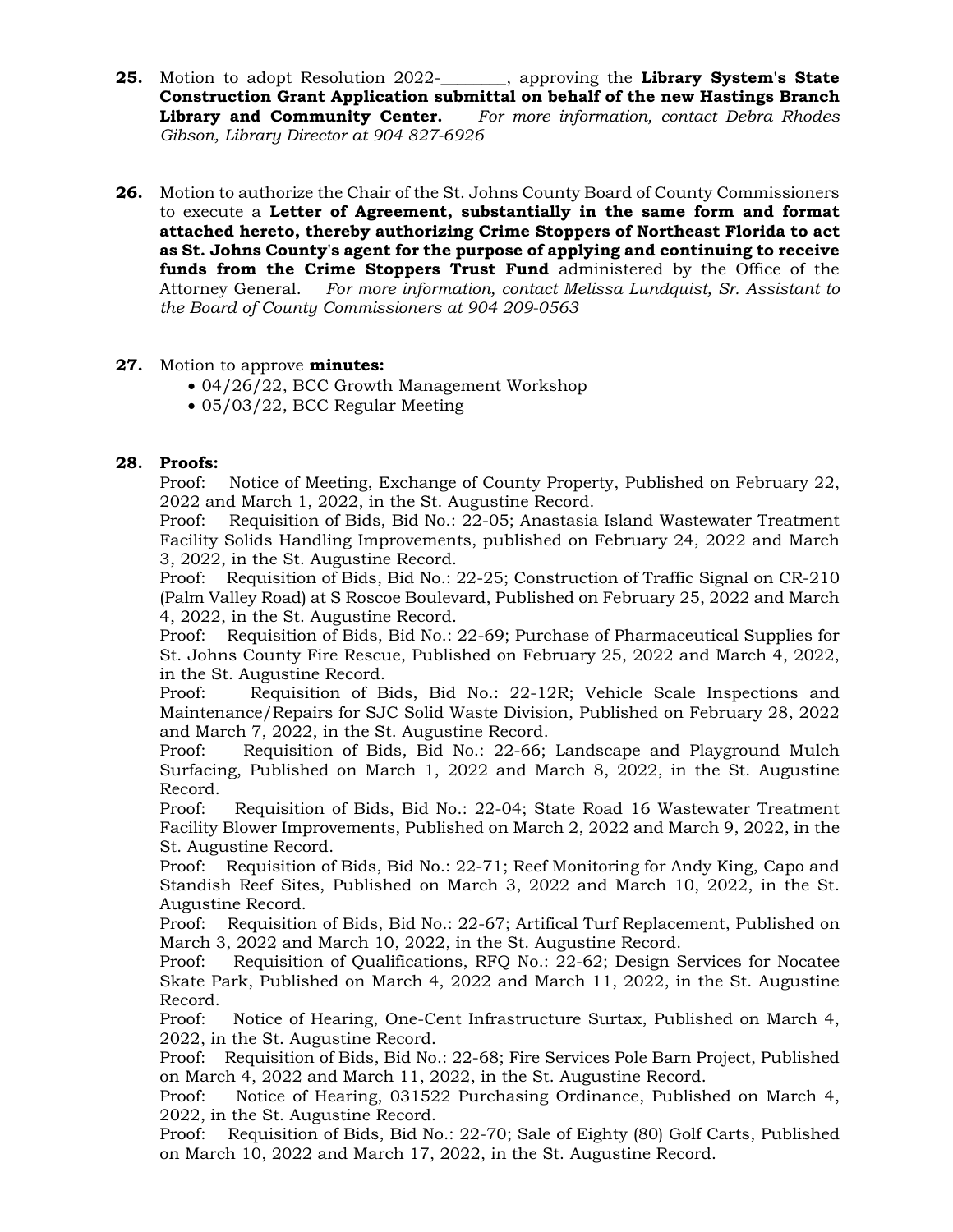**25.** Motion to adopt Resolution 2022-________, approving the **Library System's State Construction Grant Application submittal on behalf of the new Hastings Branch Library and Community Center.** *For more information, contact Debra Rhodes Gibson, Library Director at 904 827-6926*

**26.** Motion to authorize the Chair of the St. Johns County Board of County Commissioners to execute a **Letter of Agreement, substantially in the same form and format attached hereto, thereby authorizing Crime Stoppers of Northeast Florida to act as St. Johns County's agent for the purpose of applying and continuing to receive funds from the Crime Stoppers Trust Fund** administered by the Office of the Attorney General. *For more information, contact Melissa Lundquist, Sr. Assistant to the Board of County Commissioners at 904 209-0563*

**27.** Motion to approve **minutes:**
- 04/26/22, BCC Growth Management Workshop
- 05/03/22, BCC Regular Meeting

**28. Proofs:**

Proof: Notice of Meeting, Exchange of County Property, Published on February 22, 2022 and March 1, 2022, in the St. Augustine Record.

Proof: Requisition of Bids, Bid No.: 22-05; Anastasia Island Wastewater Treatment Facility Solids Handling Improvements, published on February 24, 2022 and March 3, 2022, in the St. Augustine Record.

Proof: Requisition of Bids, Bid No.: 22-25; Construction of Traffic Signal on CR-210 (Palm Valley Road) at S Roscoe Boulevard, Published on February 25, 2022 and March 4, 2022, in the St. Augustine Record.

Proof: Requisition of Bids, Bid No.: 22-69; Purchase of Pharmaceutical Supplies for St. Johns County Fire Rescue, Published on February 25, 2022 and March 4, 2022, in the St. Augustine Record.

Proof: Requisition of Bids, Bid No.: 22-12R; Vehicle Scale Inspections and Maintenance/Repairs for SJC Solid Waste Division, Published on February 28, 2022 and March 7, 2022, in the St. Augustine Record.

Proof: Requisition of Bids, Bid No.: 22-66; Landscape and Playground Mulch Surfacing, Published on March 1, 2022 and March 8, 2022, in the St. Augustine Record.

Proof: Requisition of Bids, Bid No.: 22-04; State Road 16 Wastewater Treatment Facility Blower Improvements, Published on March 2, 2022 and March 9, 2022, in the St. Augustine Record.

Proof: Requisition of Bids, Bid No.: 22-71; Reef Monitoring for Andy King, Capo and Standish Reef Sites, Published on March 3, 2022 and March 10, 2022, in the St. Augustine Record.

Proof: Requisition of Bids, Bid No.: 22-67; Artifical Turf Replacement, Published on March 3, 2022 and March 10, 2022, in the St. Augustine Record.

Proof: Requisition of Qualifications, RFQ No.: 22-62; Design Services for Nocatee Skate Park, Published on March 4, 2022 and March 11, 2022, in the St. Augustine Record.

Proof: Notice of Hearing, One-Cent Infrastructure Surtax, Published on March 4, 2022, in the St. Augustine Record.

Proof: Requisition of Bids, Bid No.: 22-68; Fire Services Pole Barn Project, Published on March 4, 2022 and March 11, 2022, in the St. Augustine Record.

Proof: Notice of Hearing, 031522 Purchasing Ordinance, Published on March 4, 2022, in the St. Augustine Record.

Proof: Requisition of Bids, Bid No.: 22-70; Sale of Eighty (80) Golf Carts, Published on March 10, 2022 and March 17, 2022, in the St. Augustine Record.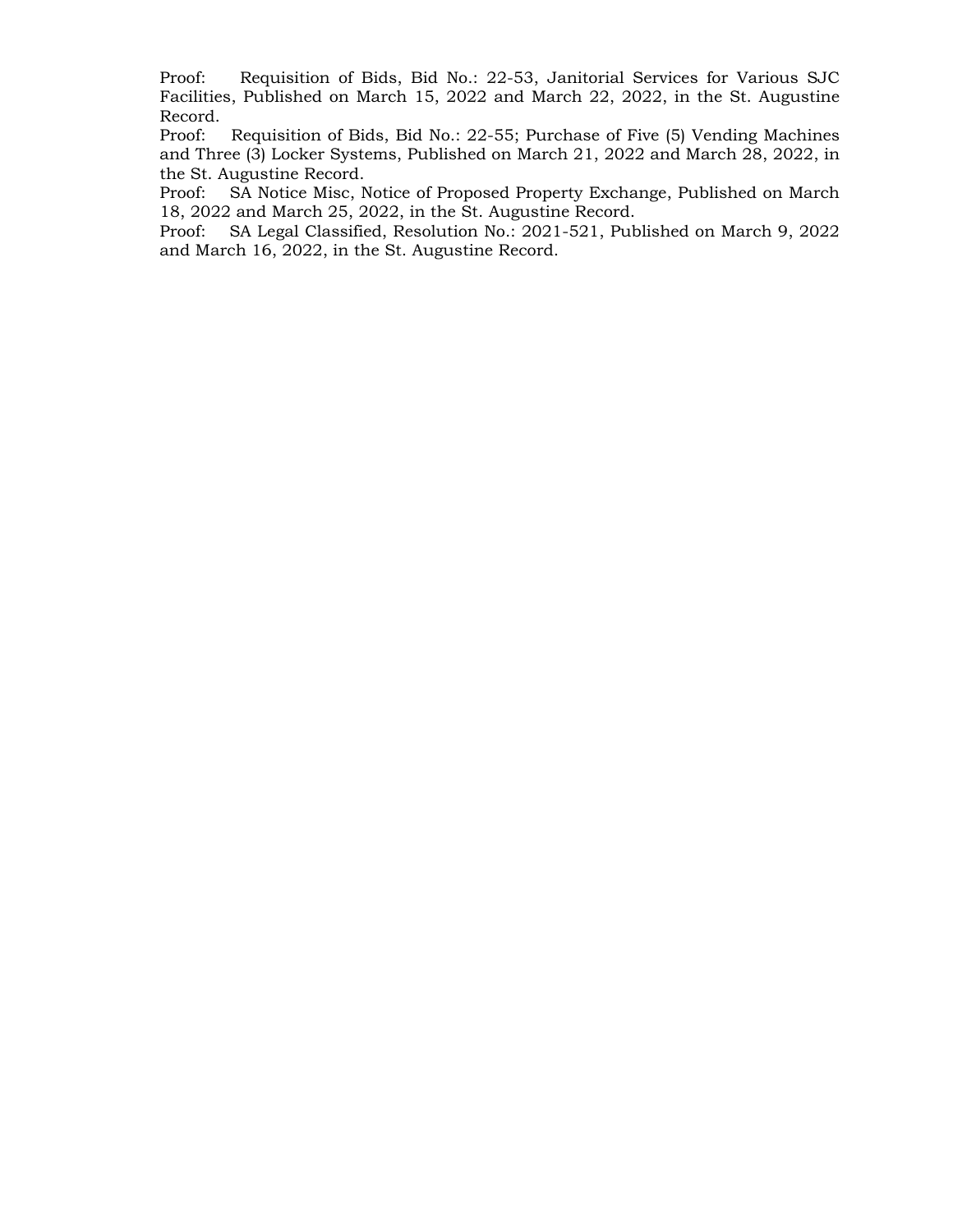Proof: Requisition of Bids, Bid No.: 22-53, Janitorial Services for Various SJC Facilities, Published on March 15, 2022 and March 22, 2022, in the St. Augustine Record.

Proof: Requisition of Bids, Bid No.: 22-55; Purchase of Five (5) Vending Machines and Three (3) Locker Systems, Published on March 21, 2022 and March 28, 2022, in the St. Augustine Record.

Proof: SA Notice Misc, Notice of Proposed Property Exchange, Published on March 18, 2022 and March 25, 2022, in the St. Augustine Record.

Proof: SA Legal Classified, Resolution No.: 2021-521, Published on March 9, 2022 and March 16, 2022, in the St. Augustine Record.